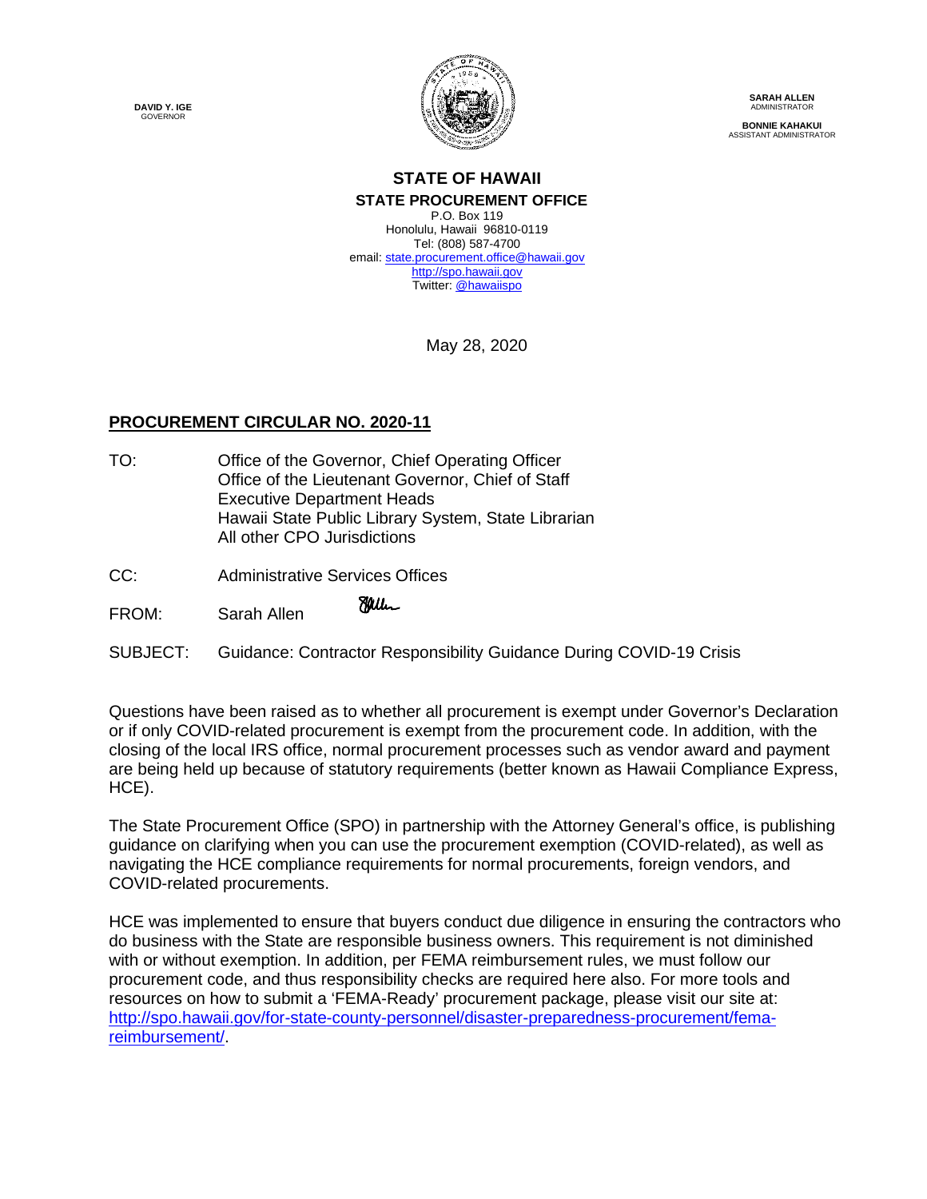**DAVID Y. IGE**
GOVERNOR

**SARAH ALLEN**
ADMINISTRATOR

**BONNIE KAHAKUI**
ASSISTANT ADMINISTRATOR

**STATE OF HAWAII**
**STATE PROCUREMENT OFFICE**
P.O. Box 119
Honolulu, Hawaii 96810-0119
Tel: (808) 587-4700
email: state.procurement.office@hawaii.gov
http://spo.hawaii.gov
Twitter: @hawaiispo

May 28, 2020

**PROCUREMENT CIRCULAR NO. 2020-11**

TO: Office of the Governor, Chief Operating Officer
Office of the Lieutenant Governor, Chief of Staff
Executive Department Heads
Hawaii State Public Library System, State Librarian
All other CPO Jurisdictions

CC: Administrative Services Offices

FROM: Sarah Allen

SUBJECT: Guidance: Contractor Responsibility Guidance During COVID-19 Crisis

Questions have been raised as to whether all procurement is exempt under Governor's Declaration or if only COVID-related procurement is exempt from the procurement code. In addition, with the closing of the local IRS office, normal procurement processes such as vendor award and payment are being held up because of statutory requirements (better known as Hawaii Compliance Express, HCE).

The State Procurement Office (SPO) in partnership with the Attorney General's office, is publishing guidance on clarifying when you can use the procurement exemption (COVID-related), as well as navigating the HCE compliance requirements for normal procurements, foreign vendors, and COVID-related procurements.

HCE was implemented to ensure that buyers conduct due diligence in ensuring the contractors who do business with the State are responsible business owners. This requirement is not diminished with or without exemption. In addition, per FEMA reimbursement rules, we must follow our procurement code, and thus responsibility checks are required here also. For more tools and resources on how to submit a 'FEMA-Ready' procurement package, please visit our site at: http://spo.hawaii.gov/for-state-county-personnel/disaster-preparedness-procurement/fema-reimbursement/.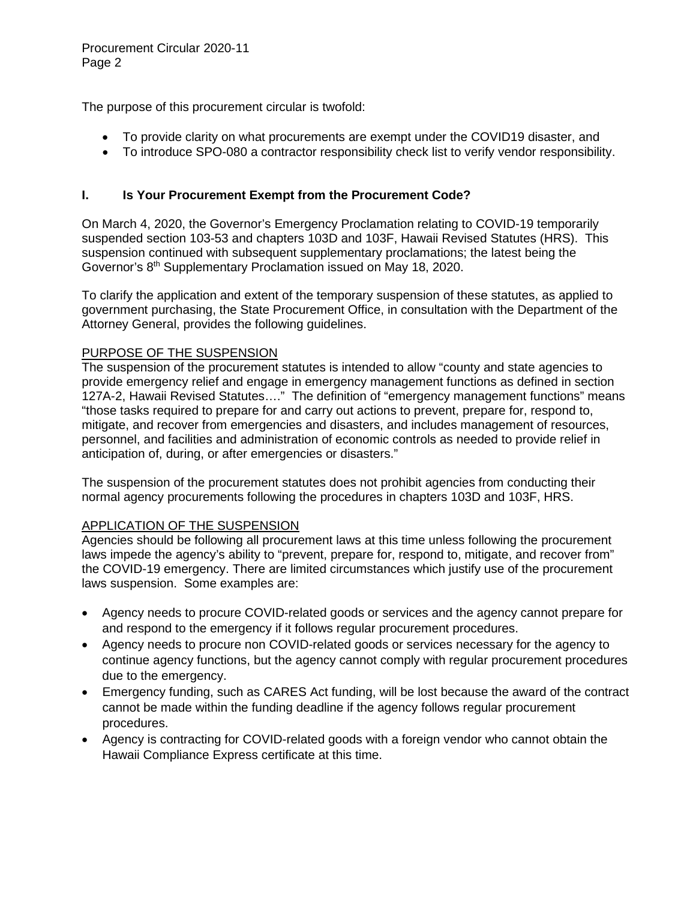The purpose of this procurement circular is twofold:

- To provide clarity on what procurements are exempt under the COVID19 disaster, and
- To introduce SPO-080 a contractor responsibility check list to verify vendor responsibility.

## I. Is Your Procurement Exempt from the Procurement Code?

On March 4, 2020, the Governor's Emergency Proclamation relating to COVID-19 temporarily suspended section 103-53 and chapters 103D and 103F, Hawaii Revised Statutes (HRS). This suspension continued with subsequent supplementary proclamations; the latest being the Governor's 8th Supplementary Proclamation issued on May 18, 2020.

To clarify the application and extent of the temporary suspension of these statutes, as applied to government purchasing, the State Procurement Office, in consultation with the Department of the Attorney General, provides the following guidelines.

PURPOSE OF THE SUSPENSION

The suspension of the procurement statutes is intended to allow "county and state agencies to provide emergency relief and engage in emergency management functions as defined in section 127A-2, Hawaii Revised Statutes…." The definition of "emergency management functions" means "those tasks required to prepare for and carry out actions to prevent, prepare for, respond to, mitigate, and recover from emergencies and disasters, and includes management of resources, personnel, and facilities and administration of economic controls as needed to provide relief in anticipation of, during, or after emergencies or disasters."

The suspension of the procurement statutes does not prohibit agencies from conducting their normal agency procurements following the procedures in chapters 103D and 103F, HRS.

APPLICATION OF THE SUSPENSION

Agencies should be following all procurement laws at this time unless following the procurement laws impede the agency's ability to "prevent, prepare for, respond to, mitigate, and recover from" the COVID-19 emergency. There are limited circumstances which justify use of the procurement laws suspension. Some examples are:

- Agency needs to procure COVID-related goods or services and the agency cannot prepare for and respond to the emergency if it follows regular procurement procedures.
- Agency needs to procure non COVID-related goods or services necessary for the agency to continue agency functions, but the agency cannot comply with regular procurement procedures due to the emergency.
- Emergency funding, such as CARES Act funding, will be lost because the award of the contract cannot be made within the funding deadline if the agency follows regular procurement procedures.
- Agency is contracting for COVID-related goods with a foreign vendor who cannot obtain the Hawaii Compliance Express certificate at this time.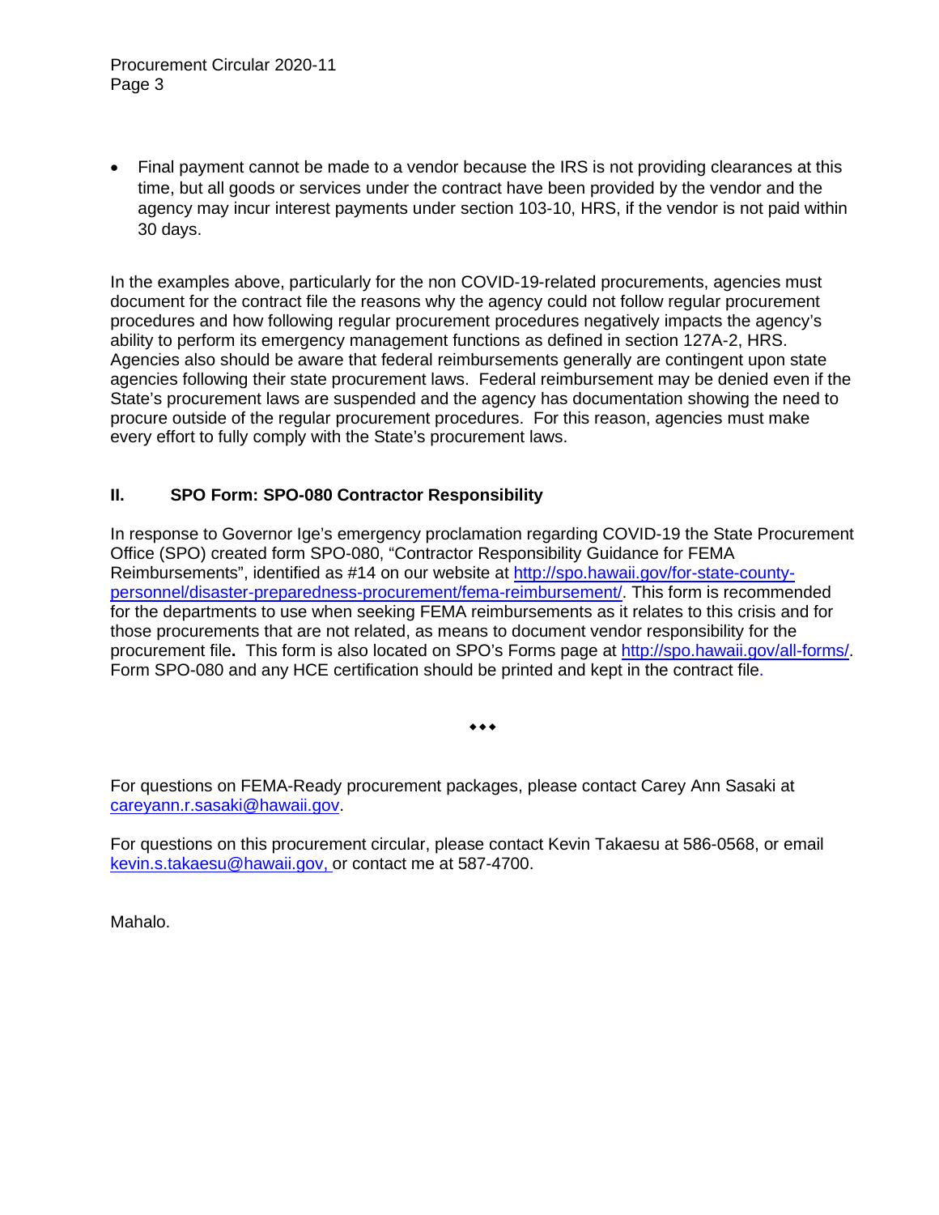- Final payment cannot be made to a vendor because the IRS is not providing clearances at this time, but all goods or services under the contract have been provided by the vendor and the agency may incur interest payments under section 103-10, HRS, if the vendor is not paid within 30 days.

In the examples above, particularly for the non COVID-19-related procurements, agencies must document for the contract file the reasons why the agency could not follow regular procurement procedures and how following regular procurement procedures negatively impacts the agency's ability to perform its emergency management functions as defined in section 127A-2, HRS. Agencies also should be aware that federal reimbursements generally are contingent upon state agencies following their state procurement laws. Federal reimbursement may be denied even if the State's procurement laws are suspended and the agency has documentation showing the need to procure outside of the regular procurement procedures. For this reason, agencies must make every effort to fully comply with the State's procurement laws.

## II. SPO Form: SPO-080 Contractor Responsibility

In response to Governor Ige's emergency proclamation regarding COVID-19 the State Procurement Office (SPO) created form SPO-080, "Contractor Responsibility Guidance for FEMA Reimbursements", identified as #14 on our website at http://spo.hawaii.gov/for-state-county-personnel/disaster-preparedness-procurement/fema-reimbursement/. This form is recommended for the departments to use when seeking FEMA reimbursements as it relates to this crisis and for those procurements that are not related, as means to document vendor responsibility for the procurement file**.** This form is also located on SPO's Forms page at http://spo.hawaii.gov/all-forms/. Form SPO-080 and any HCE certification should be printed and kept in the contract file.

◆◆◆

For questions on FEMA-Ready procurement packages, please contact Carey Ann Sasaki at careyann.r.sasaki@hawaii.gov.

For questions on this procurement circular, please contact Kevin Takaesu at 586-0568, or email kevin.s.takaesu@hawaii.gov, or contact me at 587-4700.

Mahalo.